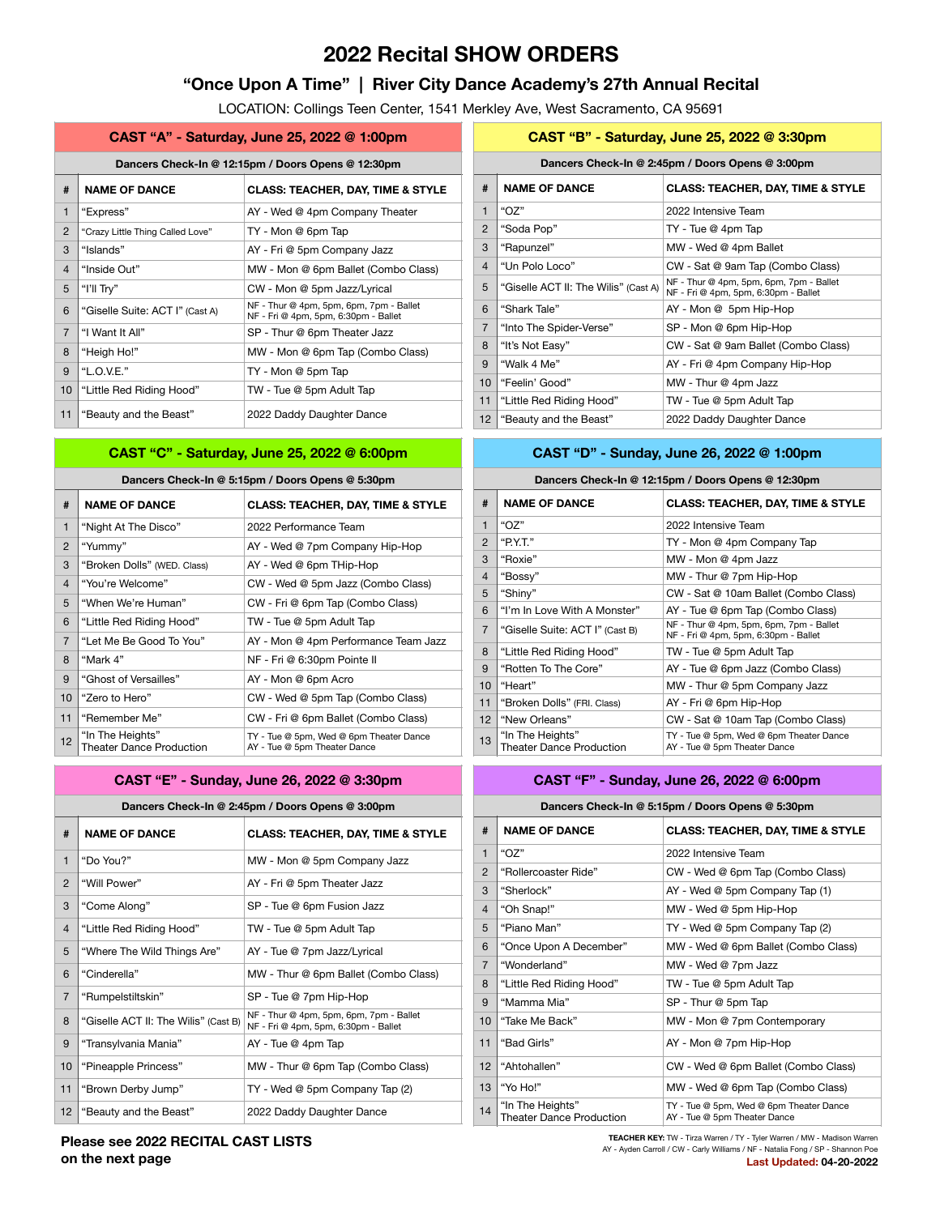# 2022 Recital SHOW ORDERS

## "Once Upon A Time" | River City Dance Academy's 27th Annual Recital

LOCATION: Collings Teen Center, 1541 Merkley Ave, West Sacramento, CA 95691

### CAST "A" - Saturday, June 25, 2022 @ 1:00pm

Dancers Check-In @ 12:15pm / Doors Opens @ 12:30pm

| # | NAME OF DANCE | CLASS: TEACHER, DAY, TIME & STYLE |
|---|---|---|
| 1 | "Express" | AY - Wed @ 4pm Company Theater |
| 2 | "Crazy Little Thing Called Love" | TY - Mon @ 6pm Tap |
| 3 | "Islands" | AY - Fri @ 5pm Company Jazz |
| 4 | "Inside Out" | MW - Mon @ 6pm Ballet (Combo Class) |
| 5 | "I'll Try" | CW - Mon @ 5pm Jazz/Lyrical |
| 6 | "Giselle Suite: ACT I" (Cast A) | NF - Thur @ 4pm, 5pm, 6pm, 7pm - Ballet<br>NF - Fri @ 4pm, 5pm, 6:30pm - Ballet |
| 7 | "I Want It All" | SP - Thur @ 6pm Theater Jazz |
| 8 | "Heigh Ho!" | MW - Mon @ 6pm Tap (Combo Class) |
| 9 | "L.O.V.E." | TY - Mon @ 5pm Tap |
| 10 | "Little Red Riding Hood" | TW - Tue @ 5pm Adult Tap |
| 11 | "Beauty and the Beast" | 2022 Daddy Daughter Dance |

### CAST "B" - Saturday, June 25, 2022 @ 3:30pm

Dancers Check-In @ 2:45pm / Doors Opens @ 3:00pm

| # | NAME OF DANCE | CLASS: TEACHER, DAY, TIME & STYLE |
|---|---|---|
| 1 | "OZ" | 2022 Intensive Team |
| 2 | "Soda Pop" | TY - Tue @ 4pm Tap |
| 3 | "Rapunzel" | MW - Wed @ 4pm Ballet |
| 4 | "Un Polo Loco" | CW - Sat @ 9am Tap (Combo Class) |
| 5 | "Giselle ACT II: The Wilis" (Cast A) | NF - Thur @ 4pm, 5pm, 6pm, 7pm - Ballet<br>NF - Fri @ 4pm, 5pm, 6:30pm - Ballet |
| 6 | "Shark Tale" | AY - Mon @ 5pm Hip-Hop |
| 7 | "Into The Spider-Verse" | SP - Mon @ 6pm Hip-Hop |
| 8 | "It's Not Easy" | CW - Sat @ 9am Ballet (Combo Class) |
| 9 | "Walk 4 Me" | AY - Fri @ 4pm Company Hip-Hop |
| 10 | "Feelin' Good" | MW - Thur @ 4pm Jazz |
| 11 | "Little Red Riding Hood" | TW - Tue @ 5pm Adult Tap |
| 12 | "Beauty and the Beast" | 2022 Daddy Daughter Dance |

### CAST "C" - Saturday, June 25, 2022 @ 6:00pm

Dancers Check-In @ 5:15pm / Doors Opens @ 5:30pm

| # | NAME OF DANCE | CLASS: TEACHER, DAY, TIME & STYLE |
|---|---|---|
| 1 | "Night At The Disco" | 2022 Performance Team |
| 2 | "Yummy" | AY - Wed @ 7pm Company Hip-Hop |
| 3 | "Broken Dolls" (WED. Class) | AY - Wed @ 6pm THip-Hop |
| 4 | "You're Welcome" | CW - Wed @ 5pm Jazz (Combo Class) |
| 5 | "When We're Human" | CW - Fri @ 6pm Tap (Combo Class) |
| 6 | "Little Red Riding Hood" | TW - Tue @ 5pm Adult Tap |
| 7 | "Let Me Be Good To You" | AY - Mon @ 4pm Performance Team Jazz |
| 8 | "Mark 4" | NF - Fri @ 6:30pm Pointe II |
| 9 | "Ghost of Versailles" | AY - Mon @ 6pm Acro |
| 10 | "Zero to Hero" | CW - Wed @ 5pm Tap (Combo Class) |
| 11 | "Remember Me" | CW - Fri @ 6pm Ballet (Combo Class) |
| 12 | "In The Heights"<br>Theater Dance Production | TY - Tue @ 5pm, Wed @ 6pm Theater Dance<br>AY - Tue @ 5pm Theater Dance |

### CAST "D" - Sunday, June 26, 2022 @ 1:00pm

Dancers Check-In @ 12:15pm / Doors Opens @ 12:30pm

| # | NAME OF DANCE | CLASS: TEACHER, DAY, TIME & STYLE |
|---|---|---|
| 1 | "OZ" | 2022 Intensive Team |
| 2 | "P.Y.T." | TY - Mon @ 4pm Company Tap |
| 3 | "Roxie" | MW - Mon @ 4pm Jazz |
| 4 | "Bossy" | MW - Thur @ 7pm Hip-Hop |
| 5 | "Shiny" | CW - Sat @ 10am Ballet (Combo Class) |
| 6 | "I'm In Love With A Monster" | AY - Tue @ 6pm Tap (Combo Class) |
| 7 | "Giselle Suite: ACT I" (Cast B) | NF - Thur @ 4pm, 5pm, 6pm, 7pm - Ballet<br>NF - Fri @ 4pm, 5pm, 6:30pm - Ballet |
| 8 | "Little Red Riding Hood" | TW - Tue @ 5pm Adult Tap |
| 9 | "Rotten To The Core" | AY - Tue @ 6pm Jazz (Combo Class) |
| 10 | "Heart" | MW - Thur @ 5pm Company Jazz |
| 11 | "Broken Dolls" (FRI. Class) | AY - Fri @ 6pm Hip-Hop |
| 12 | "New Orleans" | CW - Sat @ 10am Tap (Combo Class) |
| 13 | "In The Heights"<br>Theater Dance Production | TY - Tue @ 5pm, Wed @ 6pm Theater Dance<br>AY - Tue @ 5pm Theater Dance |

### CAST "E" - Sunday, June 26, 2022 @ 3:30pm

Dancers Check-In @ 2:45pm / Doors Opens @ 3:00pm

| # | NAME OF DANCE | CLASS: TEACHER, DAY, TIME & STYLE |
|---|---|---|
| 1 | "Do You?" | MW - Mon @ 5pm Company Jazz |
| 2 | "Will Power" | AY - Fri @ 5pm Theater Jazz |
| 3 | "Come Along" | SP - Tue @ 6pm Fusion Jazz |
| 4 | "Little Red Riding Hood" | TW - Tue @ 5pm Adult Tap |
| 5 | "Where The Wild Things Are" | AY - Tue @ 7pm Jazz/Lyrical |
| 6 | "Cinderella" | MW - Thur @ 6pm Ballet (Combo Class) |
| 7 | "Rumpelstiltskin" | SP - Tue @ 7pm Hip-Hop |
| 8 | "Giselle ACT II: The Wilis" (Cast B) | NF - Thur @ 4pm, 5pm, 6pm, 7pm - Ballet<br>NF - Fri @ 4pm, 5pm, 6:30pm - Ballet |
| 9 | "Transylvania Mania" | AY - Tue @ 4pm Tap |
| 10 | "Pineapple Princess" | MW - Thur @ 6pm Tap (Combo Class) |
| 11 | "Brown Derby Jump" | TY - Wed @ 5pm Company Tap (2) |
| 12 | "Beauty and the Beast" | 2022 Daddy Daughter Dance |

### CAST "F" - Sunday, June 26, 2022 @ 6:00pm

Dancers Check-In @ 5:15pm / Doors Opens @ 5:30pm

| # | NAME OF DANCE | CLASS: TEACHER, DAY, TIME & STYLE |
|---|---|---|
| 1 | "OZ" | 2022 Intensive Team |
| 2 | "Rollercoaster Ride" | CW - Wed @ 6pm Tap (Combo Class) |
| 3 | "Sherlock" | AY - Wed @ 5pm Company Tap (1) |
| 4 | "Oh Snap!" | MW - Wed @ 5pm Hip-Hop |
| 5 | "Piano Man" | TY - Wed @ 5pm Company Tap (2) |
| 6 | "Once Upon A December" | MW - Wed @ 6pm Ballet (Combo Class) |
| 7 | "Wonderland" | MW - Wed @ 7pm Jazz |
| 8 | "Little Red Riding Hood" | TW - Tue @ 5pm Adult Tap |
| 9 | "Mamma Mia" | SP - Thur @ 5pm Tap |
| 10 | "Take Me Back" | MW - Mon @ 7pm Contemporary |
| 11 | "Bad Girls" | AY - Mon @ 7pm Hip-Hop |
| 12 | "Ahtohallen" | CW - Wed @ 6pm Ballet (Combo Class) |
| 13 | "Yo Ho!" | MW - Wed @ 6pm Tap (Combo Class) |
| 14 | "In The Heights"<br>Theater Dance Production | TY - Tue @ 5pm, Wed @ 6pm Theater Dance<br>AY - Tue @ 5pm Theater Dance |

**Please see 2022 RECITAL CAST LISTS on the next page**

**TEACHER KEY:** TW - Tirza Warren / TY - Tyler Warren / MW - Madison Warren
AY - Ayden Carroll / CW - Carly Williams / NF - Natalia Fong / SP - Shannon Poe

**Last Updated: 04-20-2022**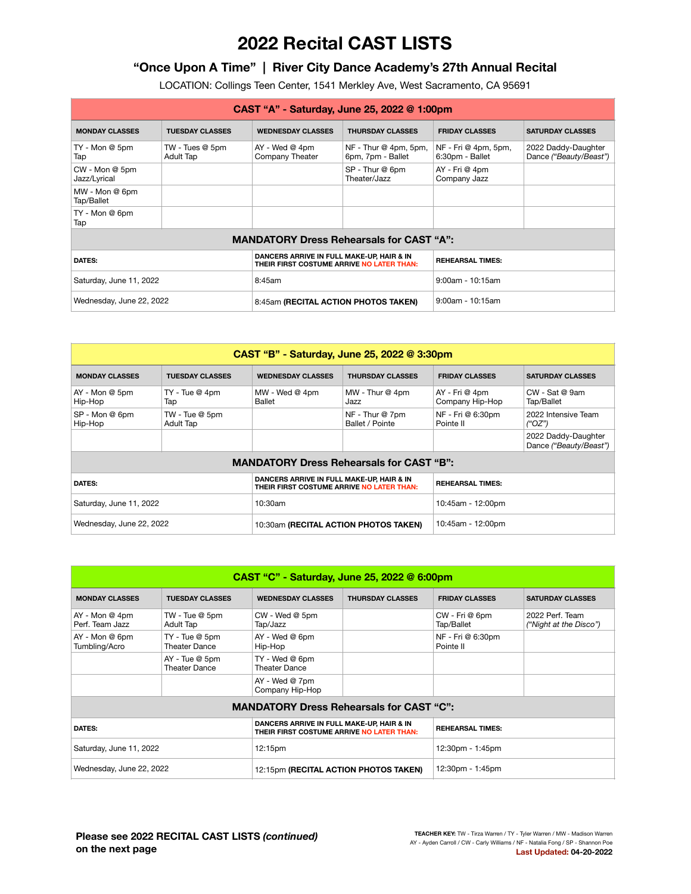# 2022 Recital CAST LISTS

## "Once Upon A Time" | River City Dance Academy's 27th Annual Recital

LOCATION: Collings Teen Center, 1541 Merkley Ave, West Sacramento, CA 95691

### CAST "A" - Saturday, June 25, 2022 @ 1:00pm

| MONDAY CLASSES | TUESDAY CLASSES | WEDNESDAY CLASSES | THURSDAY CLASSES | FRIDAY CLASSES | SATURDAY CLASSES |
|---|---|---|---|---|---|
| TY - Mon @ 5pm Tap | TW - Tues @ 5pm Adult Tap | AY - Wed @ 4pm Company Theater | NF - Thur @ 4pm, 5pm, 6pm, 7pm - Ballet | NF - Fri @ 4pm, 5pm, 6:30pm - Ballet | 2022 Daddy-Daughter Dance *("Beauty/Beast")* |
| CW - Mon @ 5pm Jazz/Lyrical | | | SP - Thur @ 6pm Theater/Jazz | AY - Fri @ 4pm Company Jazz | |
| MW - Mon @ 6pm Tap/Ballet | | | | | |
| TY - Mon @ 6pm Tap | | | | | |

**MANDATORY Dress Rehearsals for CAST "A":**

| DATES: | DANCERS ARRIVE IN FULL MAKE-UP, HAIR & IN THEIR FIRST COSTUME ARRIVE NO LATER THAN: | REHEARSAL TIMES: |
|---|---|---|
| Saturday, June 11, 2022 | 8:45am | 9:00am - 10:15am |
| Wednesday, June 22, 2022 | 8:45am **(RECITAL ACTION PHOTOS TAKEN)** | 9:00am - 10:15am |

### CAST "B" - Saturday, June 25, 2022 @ 3:30pm

| MONDAY CLASSES | TUESDAY CLASSES | WEDNESDAY CLASSES | THURSDAY CLASSES | FRIDAY CLASSES | SATURDAY CLASSES |
|---|---|---|---|---|---|
| AY - Mon @ 5pm Hip-Hop | TY - Tue @ 4pm Tap | MW - Wed @ 4pm Ballet | MW - Thur @ 4pm Jazz | AY - Fri @ 4pm Company Hip-Hop | CW - Sat @ 9am Tap/Ballet |
| SP - Mon @ 6pm Hip-Hop | TW - Tue @ 5pm Adult Tap | | NF - Thur @ 7pm Ballet / Pointe | NF - Fri @ 6:30pm Pointe II | 2022 Intensive Team *("OZ")* |
| | | | | | 2022 Daddy-Daughter Dance *("Beauty/Beast")* |

**MANDATORY Dress Rehearsals for CAST "B":**

| DATES: | DANCERS ARRIVE IN FULL MAKE-UP, HAIR & IN THEIR FIRST COSTUME ARRIVE NO LATER THAN: | REHEARSAL TIMES: |
|---|---|---|
| Saturday, June 11, 2022 | 10:30am | 10:45am - 12:00pm |
| Wednesday, June 22, 2022 | 10:30am **(RECITAL ACTION PHOTOS TAKEN)** | 10:45am - 12:00pm |

### CAST "C" - Saturday, June 25, 2022 @ 6:00pm

| MONDAY CLASSES | TUESDAY CLASSES | WEDNESDAY CLASSES | THURSDAY CLASSES | FRIDAY CLASSES | SATURDAY CLASSES |
|---|---|---|---|---|---|
| AY - Mon @ 4pm Perf. Team Jazz | TW - Tue @ 5pm Adult Tap | CW - Wed @ 5pm Tap/Jazz | | CW - Fri @ 6pm Tap/Ballet | 2022 Perf. Team *("Night at the Disco")* |
| AY - Mon @ 6pm Tumbling/Acro | TY - Tue @ 5pm Theater Dance | AY - Wed @ 6pm Hip-Hop | | NF - Fri @ 6:30pm Pointe II | |
| | AY - Tue @ 5pm Theater Dance | TY - Wed @ 6pm Theater Dance | | | |
| | | AY - Wed @ 7pm Company Hip-Hop | | | |

**MANDATORY Dress Rehearsals for CAST "C":**

| DATES: | DANCERS ARRIVE IN FULL MAKE-UP, HAIR & IN THEIR FIRST COSTUME ARRIVE NO LATER THAN: | REHEARSAL TIMES: |
|---|---|---|
| Saturday, June 11, 2022 | 12:15pm | 12:30pm - 1:45pm |
| Wednesday, June 22, 2022 | 12:15pm **(RECITAL ACTION PHOTOS TAKEN)** | 12:30pm - 1:45pm |

**Please see 2022 RECITAL CAST LISTS *(continued)* on the next page**

**TEACHER KEY:** TW - Tirza Warren / TY - Tyler Warren / MW - Madison Warren
AY - Ayden Carroll / CW - Carly Williams / NF - Natalia Fong / SP - Shannon Poe

**Last Updated: 04-20-2022**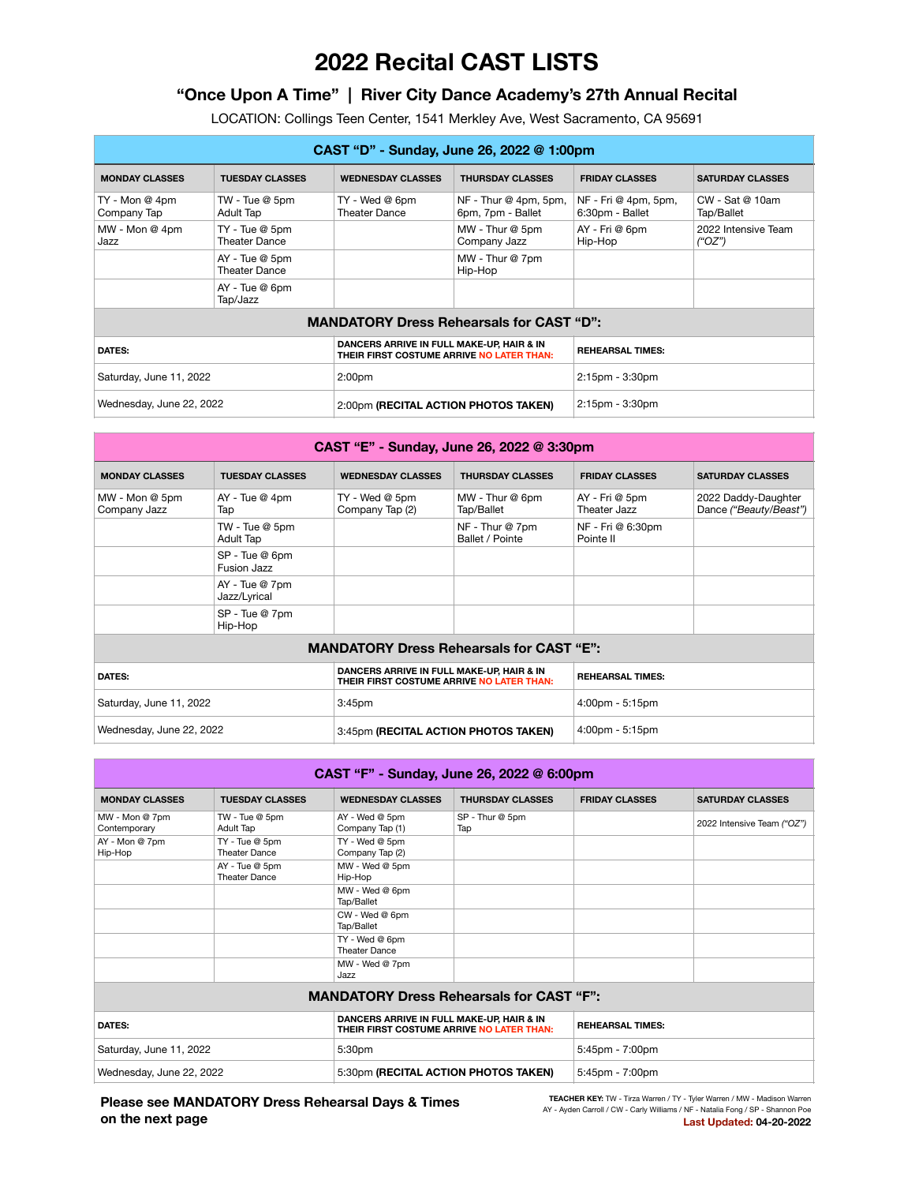# 2022 Recital CAST LISTS

## "Once Upon A Time" | River City Dance Academy's 27th Annual Recital

LOCATION: Collings Teen Center, 1541 Merkley Ave, West Sacramento, CA 95691

### CAST "D" - Sunday, June 26, 2022 @ 1:00pm

| MONDAY CLASSES | TUESDAY CLASSES | WEDNESDAY CLASSES | THURSDAY CLASSES | FRIDAY CLASSES | SATURDAY CLASSES |
|---|---|---|---|---|---|
| TY - Mon @ 4pm Company Tap | TW - Tue @ 5pm Adult Tap | TY - Wed @ 6pm Theater Dance | NF - Thur @ 4pm, 5pm, 6pm, 7pm - Ballet | NF - Fri @ 4pm, 5pm, 6:30pm - Ballet | CW - Sat @ 10am Tap/Ballet |
| MW - Mon @ 4pm Jazz | TY - Tue @ 5pm Theater Dance | | MW - Thur @ 5pm Company Jazz | AY - Fri @ 6pm Hip-Hop | 2022 Intensive Team *("OZ")* |
| | AY - Tue @ 5pm Theater Dance | | MW - Thur @ 7pm Hip-Hop | | |
| | AY - Tue @ 6pm Tap/Jazz | | | | |

**MANDATORY Dress Rehearsals for CAST "D":**

| DATES: | DANCERS ARRIVE IN FULL MAKE-UP, HAIR & IN THEIR FIRST COSTUME ARRIVE NO LATER THAN: | REHEARSAL TIMES: |
|---|---|---|
| Saturday, June 11, 2022 | 2:00pm | 2:15pm - 3:30pm |
| Wednesday, June 22, 2022 | 2:00pm **(RECITAL ACTION PHOTOS TAKEN)** | 2:15pm - 3:30pm |

### CAST "E" - Sunday, June 26, 2022 @ 3:30pm

| MONDAY CLASSES | TUESDAY CLASSES | WEDNESDAY CLASSES | THURSDAY CLASSES | FRIDAY CLASSES | SATURDAY CLASSES |
|---|---|---|---|---|---|
| MW - Mon @ 5pm Company Jazz | AY - Tue @ 4pm Tap | TY - Wed @ 5pm Company Tap (2) | MW - Thur @ 6pm Tap/Ballet | AY - Fri @ 5pm Theater Jazz | 2022 Daddy-Daughter Dance *("Beauty/Beast")* |
| | TW - Tue @ 5pm Adult Tap | | NF - Thur @ 7pm Ballet / Pointe | NF - Fri @ 6:30pm Pointe II | |
| | SP - Tue @ 6pm Fusion Jazz | | | | |
| | AY - Tue @ 7pm Jazz/Lyrical | | | | |
| | SP - Tue @ 7pm Hip-Hop | | | | |

**MANDATORY Dress Rehearsals for CAST "E":**

| DATES: | DANCERS ARRIVE IN FULL MAKE-UP, HAIR & IN THEIR FIRST COSTUME ARRIVE NO LATER THAN: | REHEARSAL TIMES: |
|---|---|---|
| Saturday, June 11, 2022 | 3:45pm | 4:00pm - 5:15pm |
| Wednesday, June 22, 2022 | 3:45pm **(RECITAL ACTION PHOTOS TAKEN)** | 4:00pm - 5:15pm |

### CAST "F" - Sunday, June 26, 2022 @ 6:00pm

| MONDAY CLASSES | TUESDAY CLASSES | WEDNESDAY CLASSES | THURSDAY CLASSES | FRIDAY CLASSES | SATURDAY CLASSES |
|---|---|---|---|---|---|
| MW - Mon @ 7pm Contemporary | TW - Tue @ 5pm Adult Tap | AY - Wed @ 5pm Company Tap (1) | SP - Thur @ 5pm Tap | | 2022 Intensive Team *("OZ")* |
| AY - Mon @ 7pm Hip-Hop | TY - Tue @ 5pm Theater Dance | TY - Wed @ 5pm Company Tap (2) | | | |
| | AY - Tue @ 5pm Theater Dance | MW - Wed @ 5pm Hip-Hop | | | |
| | | MW - Wed @ 6pm Tap/Ballet | | | |
| | | CW - Wed @ 6pm Tap/Ballet | | | |
| | | TY - Wed @ 6pm Theater Dance | | | |
| | | MW - Wed @ 7pm Jazz | | | |

**MANDATORY Dress Rehearsals for CAST "F":**

| DATES: | DANCERS ARRIVE IN FULL MAKE-UP, HAIR & IN THEIR FIRST COSTUME ARRIVE NO LATER THAN: | REHEARSAL TIMES: |
|---|---|---|
| Saturday, June 11, 2022 | 5:30pm | 5:45pm - 7:00pm |
| Wednesday, June 22, 2022 | 5:30pm **(RECITAL ACTION PHOTOS TAKEN)** | 5:45pm - 7:00pm |

**Please see MANDATORY Dress Rehearsal Days & Times on the next page**

**TEACHER KEY:** TW - Tirza Warren / TY - Tyler Warren / MW - Madison Warren
AY - Ayden Carroll / CW - Carly Williams / NF - Natalia Fong / SP - Shannon Poe

**Last Updated: 04-20-2022**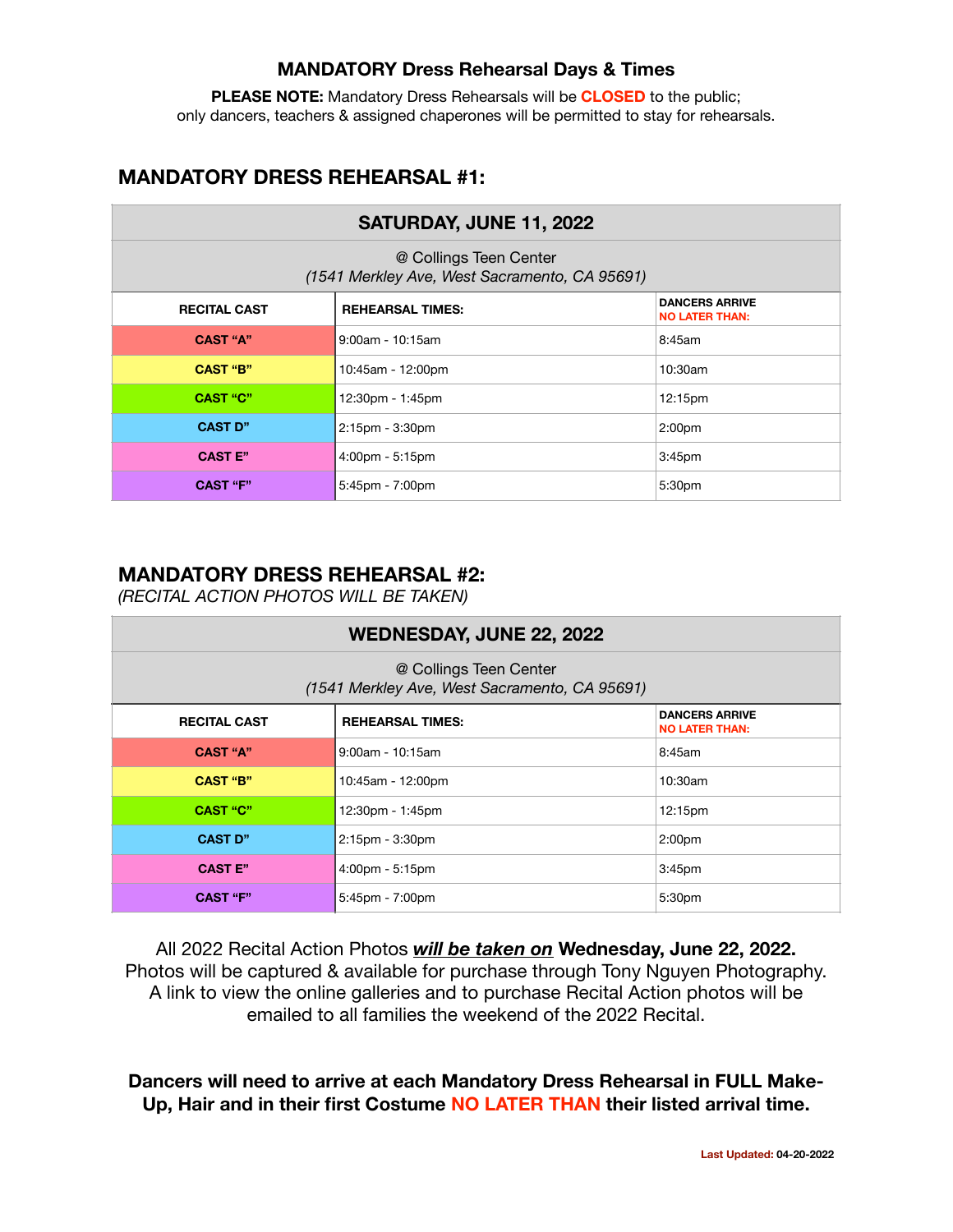## MANDATORY Dress Rehearsal Days & Times

**PLEASE NOTE:** Mandatory Dress Rehearsals will be **CLOSED** to the public;
only dancers, teachers & assigned chaperones will be permitted to stay for rehearsals.

## MANDATORY DRESS REHEARSAL #1:

| SATURDAY, JUNE 11, 2022 | | |
|---|---|---|
| @ Collings Teen Center *(1541 Merkley Ave, West Sacramento, CA 95691)* | | |
| **RECITAL CAST** | **REHEARSAL TIMES:** | **DANCERS ARRIVE NO LATER THAN:** |
| **CAST "A"** | 9:00am - 10:15am | 8:45am |
| **CAST "B"** | 10:45am - 12:00pm | 10:30am |
| **CAST "C"** | 12:30pm - 1:45pm | 12:15pm |
| **CAST D"** | 2:15pm - 3:30pm | 2:00pm |
| **CAST E"** | 4:00pm - 5:15pm | 3:45pm |
| **CAST "F"** | 5:45pm - 7:00pm | 5:30pm |

## MANDATORY DRESS REHEARSAL #2:

*(RECITAL ACTION PHOTOS WILL BE TAKEN)*

| WEDNESDAY, JUNE 22, 2022 | | |
|---|---|---|
| @ Collings Teen Center *(1541 Merkley Ave, West Sacramento, CA 95691)* | | |
| **RECITAL CAST** | **REHEARSAL TIMES:** | **DANCERS ARRIVE NO LATER THAN:** |
| **CAST "A"** | 9:00am - 10:15am | 8:45am |
| **CAST "B"** | 10:45am - 12:00pm | 10:30am |
| **CAST "C"** | 12:30pm - 1:45pm | 12:15pm |
| **CAST D"** | 2:15pm - 3:30pm | 2:00pm |
| **CAST E"** | 4:00pm - 5:15pm | 3:45pm |
| **CAST "F"** | 5:45pm - 7:00pm | 5:30pm |

All 2022 Recital Action Photos ***will be taken on*** **Wednesday, June 22, 2022.** Photos will be captured & available for purchase through Tony Nguyen Photography. A link to view the online galleries and to purchase Recital Action photos will be emailed to all families the weekend of the 2022 Recital.

**Dancers will need to arrive at each Mandatory Dress Rehearsal in FULL Make-Up, Hair and in their first Costume NO LATER THAN their listed arrival time.**

**Last Updated: 04-20-2022**